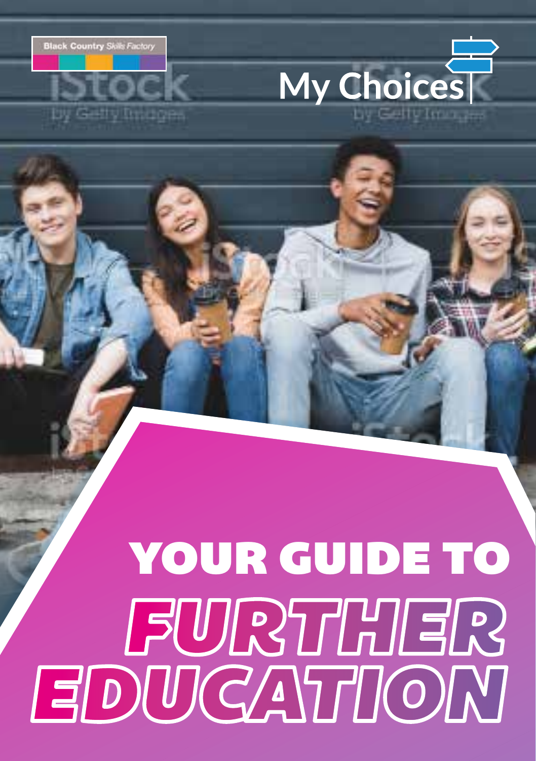Black Country *Skills Factory*

My Choices

# YOUR GUIDE TO FURTHER EDUCATION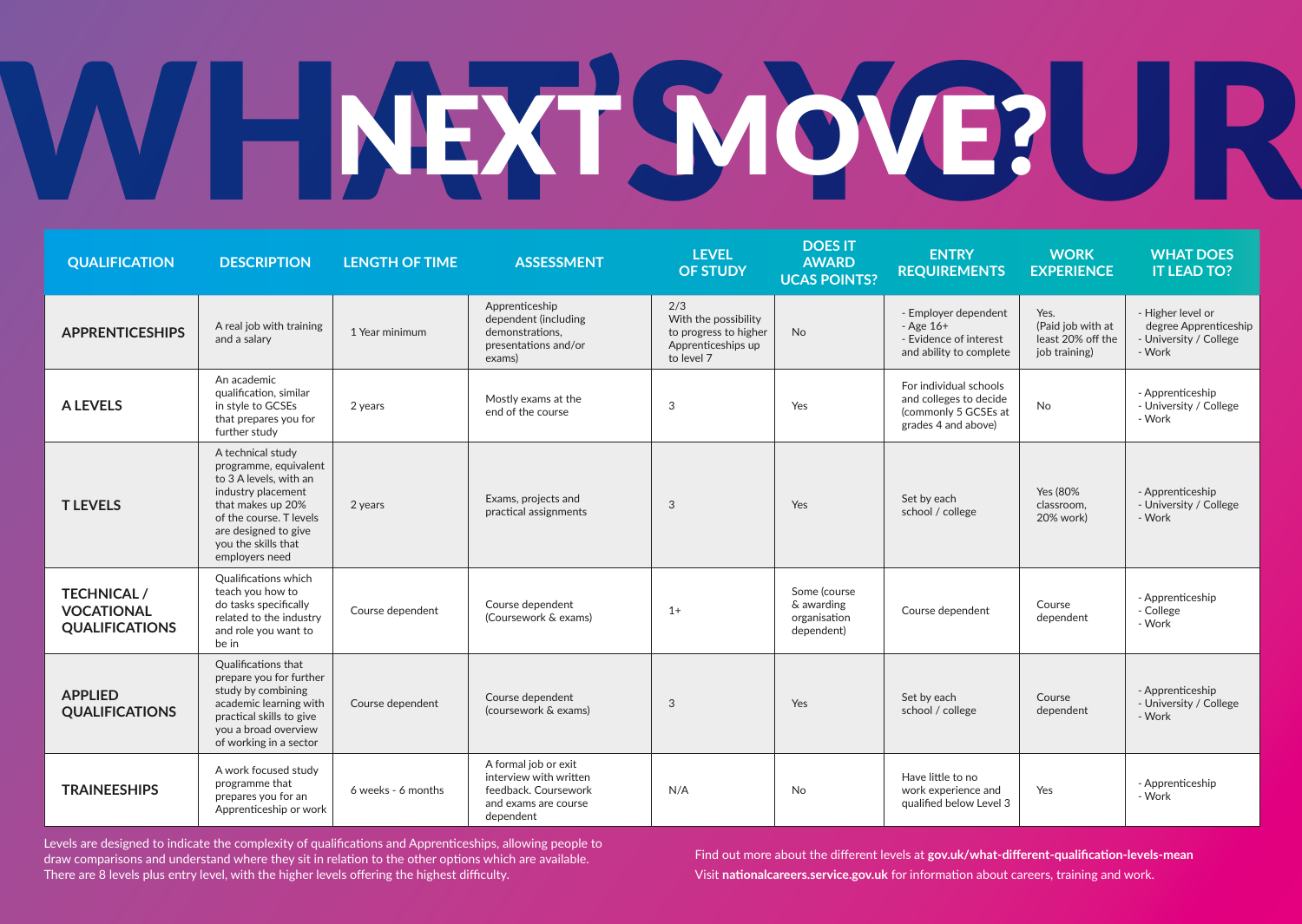# WHAT'S YOUR NEXT MOVE?

| QUALIFICATION | DESCRIPTION | LENGTH OF TIME | ASSESSMENT | LEVEL OF STUDY | DOES IT AWARD UCAS POINTS? | ENTRY REQUIREMENTS | WORK EXPERIENCE | WHAT DOES IT LEAD TO? |
|---|---|---|---|---|---|---|---|---|
| **APPRENTICESHIPS** | A real job with training and a salary | 1 Year minimum | Apprenticeship dependent (including demonstrations, presentations and/or exams) | 2/3 With the possibility to progress to higher Apprenticeships up to level 7 | No | - Employer dependent<br>- Age 16+<br>- Evidence of interest and ability to complete | Yes. (Paid job with at least 20% off the job training) | - Higher level or degree Apprenticeship<br>- University / College<br>- Work |
| **A LEVELS** | An academic qualification, similar in style to GCSEs that prepares you for further study | 2 years | Mostly exams at the end of the course | 3 | Yes | For individual schools and colleges to decide (commonly 5 GCSEs at grades 4 and above) | No | - Apprenticeship<br>- University / College<br>- Work |
| **T LEVELS** | A technical study programme, equivalent to 3 A levels, with an industry placement that makes up 20% of the course. T levels are designed to give you the skills that employers need | 2 years | Exams, projects and practical assignments | 3 | Yes | Set by each school / college | Yes (80% classroom, 20% work) | - Apprenticeship<br>- University / College<br>- Work |
| **TECHNICAL / VOCATIONAL QUALIFICATIONS** | Qualifications which teach you how to do tasks specifically related to the industry and role you want to be in | Course dependent | Course dependent (Coursework & exams) | 1+ | Some (course & awarding organisation dependent) | Course dependent | Course dependent | - Apprenticeship<br>- College<br>- Work |
| **APPLIED QUALIFICATIONS** | Qualifications that prepare you for further study by combining academic learning with practical skills to give you a broad overview of working in a sector | Course dependent | Course dependent (coursework & exams) | 3 | Yes | Set by each school / college | Course dependent | - Apprenticeship<br>- University / College<br>- Work |
| **TRAINEESHIPS** | A work focused study programme that prepares you for an Apprenticeship or work | 6 weeks - 6 months | A formal job or exit interview with written feedback. Coursework and exams are course dependent | N/A | No | Have little to no work experience and qualified below Level 3 | Yes | - Apprenticeship<br>- Work |

Levels are designed to indicate the complexity of qualifications and Apprenticeships, allowing people to draw comparisons and understand where they sit in relation to the other options which are available. There are 8 levels plus entry level, with the higher levels offering the highest difficulty.

Find out more about the different levels at **gov.uk/what-different-qualification-levels-mean**
Visit **nationalcareers.service.gov.uk** for information about careers, training and work.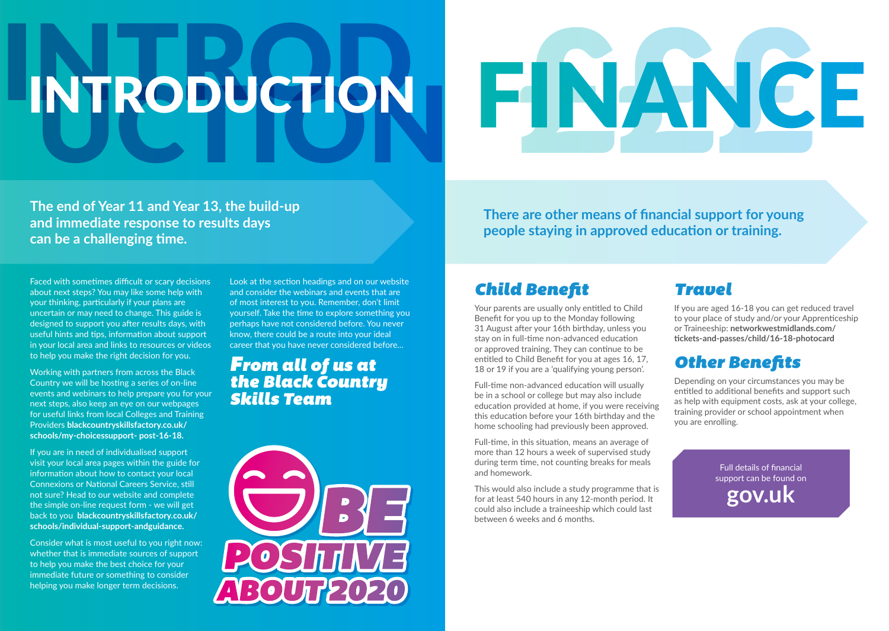# INTRODUCTION

**The end of Year 11 and Year 13, the build-up and immediate response to results days can be a challenging time.**

Faced with sometimes difficult or scary decisions about next steps? You may like some help with your thinking, particularly if your plans are uncertain or may need to change. This guide is designed to support you after results days, with useful hints and tips, information about support in your local area and links to resources or videos to help you make the right decision for you.

Working with partners from across the Black Country we will be hosting a series of on-line events and webinars to help prepare you for your next steps, also keep an eye on our webpages for useful links from local Colleges and Training Providers **blackcountryskillsfactory.co.uk/schools/my-choicessupport- post-16-18.**

If you are in need of individualised support visit your local area pages within the guide for information about how to contact your local Connexions or National Careers Service, still not sure? Head to our website and complete the simple on-line request form - we will get back to you **blackcountryskillsfactory.co.uk/schools/individual-support-andguidance.**

Consider what is most useful to you right now: whether that is immediate sources of support to help you make the best choice for your immediate future or something to consider helping you make longer term decisions.

Look at the section headings and on our website and consider the webinars and events that are of most interest to you. Remember, don't limit yourself. Take the time to explore something you perhaps have not considered before. You never know, there could be a route into your ideal career that you have never considered before...

***From all of us at the Black Country Skills Team***

BE POSITIVE ABOUT 2020

# FINANCE

**There are other means of financial support for young people staying in approved education or training.**

## *Child Benefit*

Your parents are usually only entitled to Child Benefit for you up to the Monday following 31 August after your 16th birthday, unless you stay on in full-time non-advanced education or approved training. They can continue to be entitled to Child Benefit for you at ages 16, 17, 18 or 19 if you are a 'qualifying young person'.

Full-time non-advanced education will usually be in a school or college but may also include education provided at home, if you were receiving this education before your 16th birthday and the home schooling had previously been approved.

Full-time, in this situation, means an average of more than 12 hours a week of supervised study during term time, not counting breaks for meals and homework.

This would also include a study programme that is for at least 540 hours in any 12-month period. It could also include a traineeship which could last between 6 weeks and 6 months.

## *Travel*

If you are aged 16-18 you can get reduced travel to your place of study and/or your Apprenticeship or Traineeship: **networkwestmidlands.com/tickets-and-passes/child/16-18-photocard**

## *Other Benefits*

Depending on your circumstances you may be entitled to additional benefits and support such as help with equipment costs, ask at your college, training provider or school appointment when you are enrolling.

Full details of financial support can be found on **gov.uk**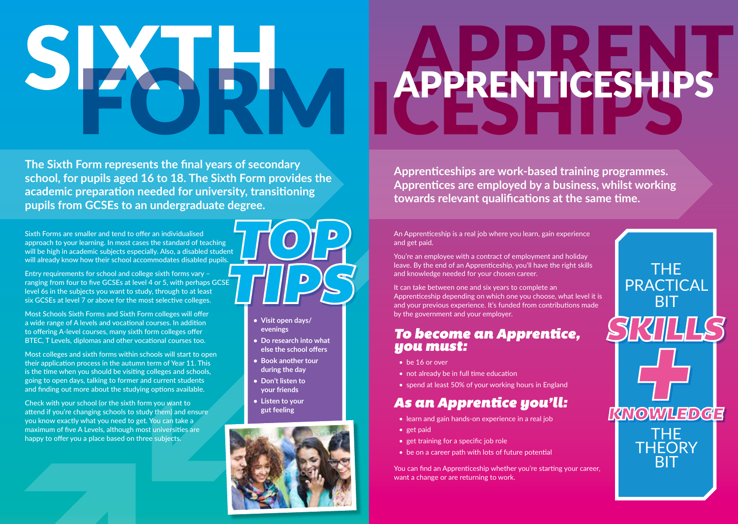# SIXTH FORM

**The Sixth Form represents the final years of secondary school, for pupils aged 16 to 18. The Sixth Form provides the academic preparation needed for university, transitioning pupils from GCSEs to an undergraduate degree.**

Sixth Forms are smaller and tend to offer an individualised approach to your learning. In most cases the standard of teaching will be high in academic subjects especially. Also, a disabled student will already know how their school accommodates disabled pupils.

Entry requirements for school and college sixth forms vary – ranging from four to five GCSEs at level 4 or 5, with perhaps GCSE level 6s in the subjects you want to study, through to at least six GCSEs at level 7 or above for the most selective colleges.

Most Schools Sixth Forms and Sixth Form colleges will offer a wide range of A levels and vocational courses. In addition to offering A-level courses, many sixth form colleges offer BTEC, T Levels, diplomas and other vocational courses too.

Most colleges and sixth forms within schools will start to open their application process in the autumn term of Year 11. This is the time when you should be visiting colleges and schools, going to open days, talking to former and current students and finding out more about the studying options available.

Check with your school (or the sixth form you want to attend if you're changing schools to study them) and ensure you know exactly what you need to get. You can take a maximum of five A Levels, although most universities are happy to offer you a place based on three subjects.

## TOP TIPS

- **Visit open days/ evenings**
- **Do research into what else the school offers**
- **Book another tour during the day**
- **Don't listen to your friends**
- **Listen to your gut feeling**

# APPRENTICESHIPS

**Apprenticeships are work-based training programmes. Apprentices are employed by a business, whilst working towards relevant qualifications at the same time.**

An Apprenticeship is a real job where you learn, gain experience and get paid.

You're an employee with a contract of employment and holiday leave. By the end of an Apprenticeship, you'll have the right skills and knowledge needed for your chosen career.

It can take between one and six years to complete an Apprenticeship depending on which one you choose, what level it is and your previous experience. It's funded from contributions made by the government and your employer.

## To become an Apprentice, you must:

- be 16 or over
- not already be in full time education
- spend at least 50% of your working hours in England

## As an Apprentice you'll:

- learn and gain hands-on experience in a real job
- get paid
- get training for a specific job role
- be on a career path with lots of future potential

You can find an Apprenticeship whether you're starting your career, want a change or are returning to work.

THE PRACTICAL BIT

SKILLS + KNOWLEDGE

THE THEORY BIT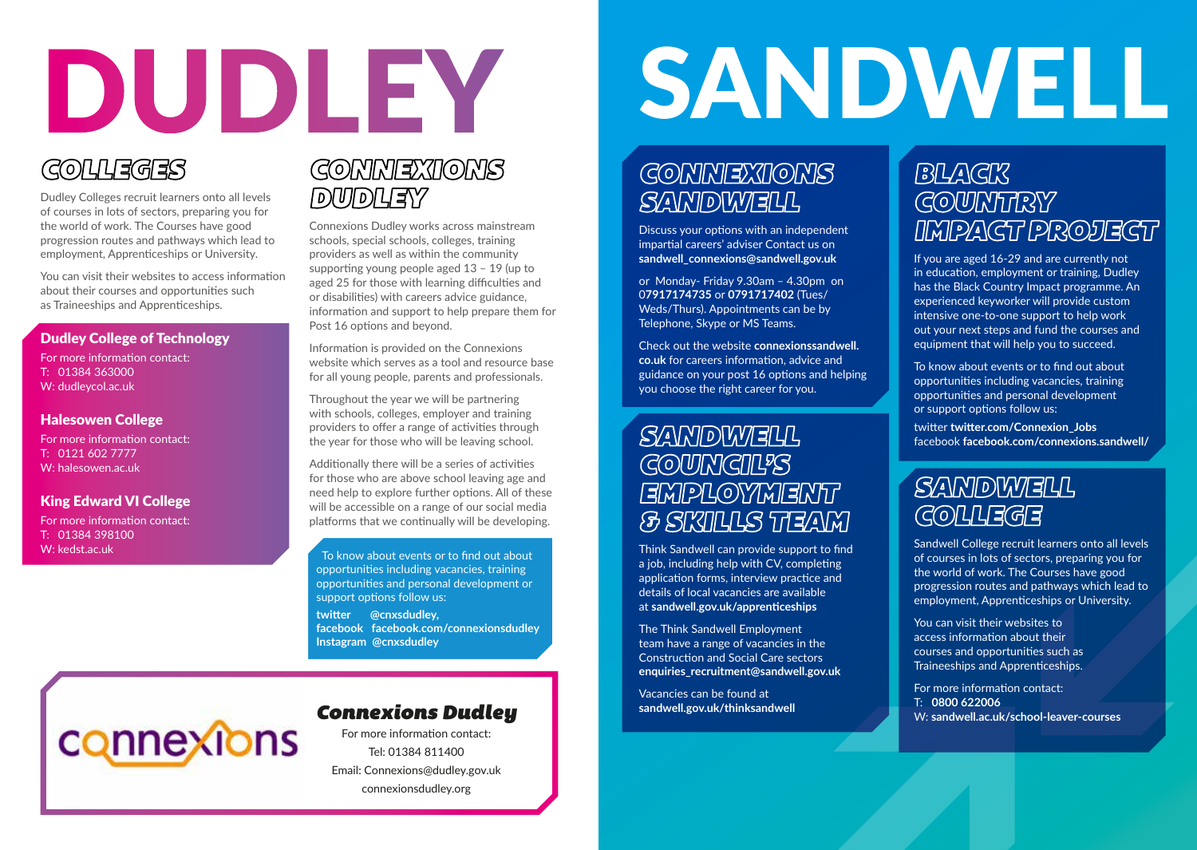# DUDLEY

## COLLEGES

Dudley Colleges recruit learners onto all levels of courses in lots of sectors, preparing you for the world of work. The Courses have good progression routes and pathways which lead to employment, Apprenticeships or University.

You can visit their websites to access information about their courses and opportunities such as Traineeships and Apprenticeships.

### Dudley College of Technology

For more information contact:
T: 01384 363000
W: dudleycol.ac.uk

### Halesowen College

For more information contact:
T: 0121 602 7777
W: halesowen.ac.uk

### King Edward VI College

For more information contact:
T: 01384 398100
W: kedst.ac.uk

## CONNEXIONS DUDLEY

Connexions Dudley works across mainstream schools, special schools, colleges, training providers as well as within the community supporting young people aged 13 – 19 (up to aged 25 for those with learning difficulties and or disabilities) with careers advice guidance, information and support to help prepare them for Post 16 options and beyond.

Information is provided on the Connexions website which serves as a tool and resource base for all young people, parents and professionals.

Throughout the year we will be partnering with schools, colleges, employer and training providers to offer a range of activities through the year for those who will be leaving school.

Additionally there will be a series of activities for those who are above school leaving age and need help to explore further options. All of these will be accessible on a range of our social media platforms that we continually will be developing.

To know about events or to find out about opportunities including vacancies, training opportunities and personal development or support options follow us:

**twitter @cnxsdudley,**
**facebook facebook.com/connexionsdudley**
**Instagram @cnxsdudley**

connexions

### Connexions Dudley

For more information contact:
Tel: 01384 811400
Email: Connexions@dudley.gov.uk
connexionsdudley.org

# SANDWELL

## CONNEXIONS SANDWELL

Discuss your options with an independent impartial careers' adviser Contact us on **sandwell_connexions@sandwell.gov.uk**

or Monday- Friday 9.30am – 4.30pm on 0**7917174735** or **0791717402** (Tues/ Weds/Thurs). Appointments can be by Telephone, Skype or MS Teams.

Check out the website **connexionssandwell.co.uk** for careers information, advice and guidance on your post 16 options and helping you choose the right career for you.

## SANDWELL COUNCIL'S EMPLOYMENT & SKILLS TEAM

Think Sandwell can provide support to find a job, including help with CV, completing application forms, interview practice and details of local vacancies are available at **sandwell.gov.uk/apprenticeships**

The Think Sandwell Employment team have a range of vacancies in the Construction and Social Care sectors **enquiries_recruitment@sandwell.gov.uk**

Vacancies can be found at **sandwell.gov.uk/thinksandwell**

## BLACK COUNTRY IMPACT PROJECT

If you are aged 16-29 and are currently not in education, employment or training, Dudley has the Black Country Impact programme. An experienced keyworker will provide custom intensive one-to-one support to help work out your next steps and fund the courses and equipment that will help you to succeed.

To know about events or to find out about opportunities including vacancies, training opportunities and personal development or support options follow us:

twitter **twitter.com/Connexion_Jobs**
facebook **facebook.com/connexions.sandwell/**

## SANDWELL COLLEGE

Sandwell College recruit learners onto all levels of courses in lots of sectors, preparing you for the world of work. The Courses have good progression routes and pathways which lead to employment, Apprenticeships or University.

You can visit their websites to access information about their courses and opportunities such as Traineeships and Apprenticeships.

For more information contact:
T: **0800 622006**
W: **sandwell.ac.uk/school-leaver-courses**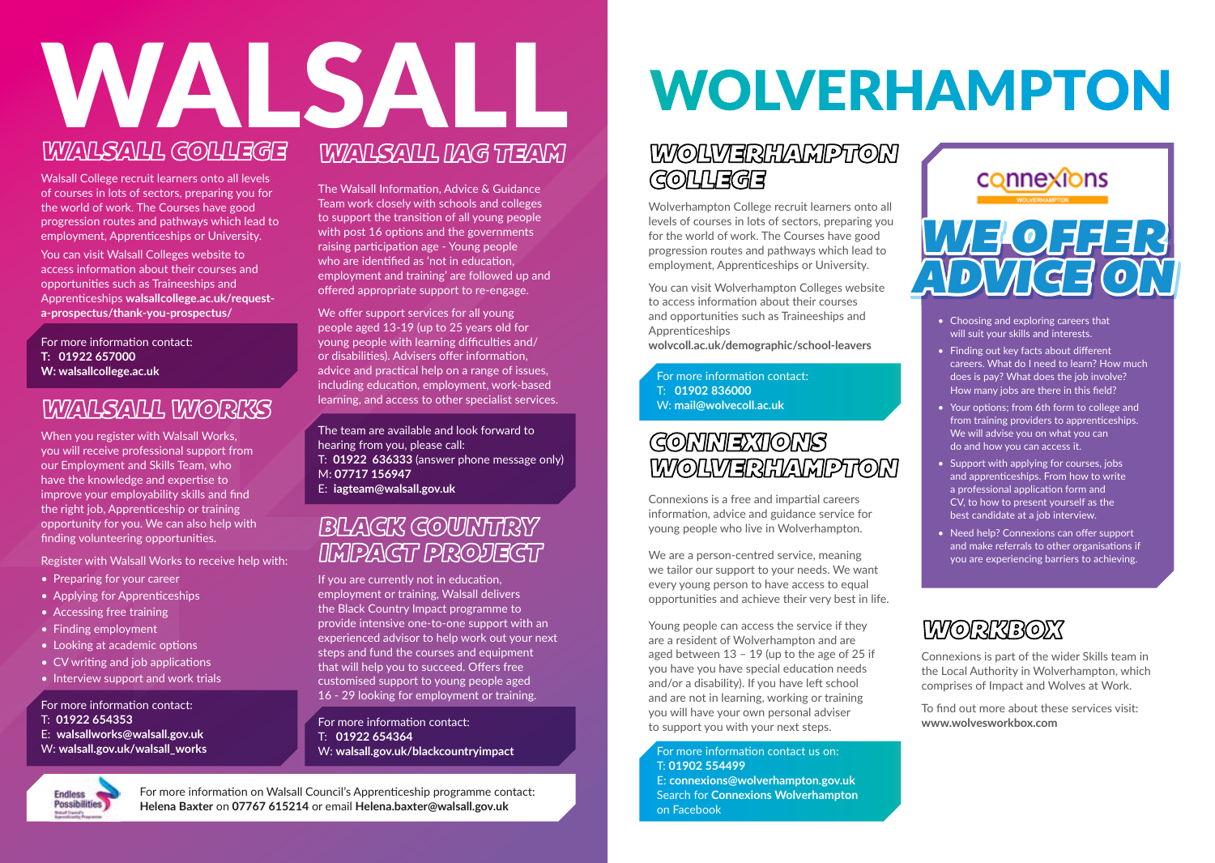# WALSALL

## WALSALL COLLEGE

Walsall College recruit learners onto all levels of courses in lots of sectors, preparing you for the world of work. The Courses have good progression routes and pathways which lead to employment, Apprenticeships or University.

You can visit Walsall Colleges website to access information about their courses and opportunities such as Traineeships and Apprenticeships **walsallcollege.ac.uk/request-a-prospectus/thank-you-prospectus/**

For more information contact:
**T: 01922 657000**
**W: walsallcollege.ac.uk**

## WALSALL WORKS

When you register with Walsall Works, you will receive professional support from our Employment and Skills Team, who have the knowledge and expertise to improve your employability skills and find the right job, Apprenticeship or training opportunity for you. We can also help with finding volunteering opportunities.

Register with Walsall Works to receive help with:

- Preparing for your career
- Applying for Apprenticeships
- Accessing free training
- Finding employment
- Looking at academic options
- CV writing and job applications
- Interview support and work trials

For more information contact:
T: **01922 654353**
E: **walsallworks@walsall.gov.uk**
W: **walsall.gov.uk/walsall_works**

## WALSALL IAG TEAM

The Walsall Information, Advice & Guidance Team work closely with schools and colleges to support the transition of all young people with post 16 options and the governments raising participation age - Young people who are identified as 'not in education, employment and training' are followed up and offered appropriate support to re-engage.

We offer support services for all young people aged 13-19 (up to 25 years old for young people with learning difficulties and/or disabilities). Advisers offer information, advice and practical help on a range of issues, including education, employment, work-based learning, and access to other specialist services.

The team are available and look forward to hearing from you, please call:
T: **01922 636333** (answer phone message only)
M: **07717 156947**
E: **iagteam@walsall.gov.uk**

## BLACK COUNTRY IMPACT PROJECT

If you are currently not in education, employment or training, Walsall delivers the Black Country Impact programme to provide intensive one-to-one support with an experienced advisor to help work out your next steps and fund the courses and equipment that will help you to succeed. Offers free customised support to young people aged 16 - 29 looking for employment or training.

For more information contact:
T: **01922 654364**
W: **walsall.gov.uk/blackcountryimpact**

Endless Possibilities – Walsall Council's Apprenticeship Programme

For more information on Walsall Council's Apprenticeship programme contact: **Helena Baxter** on **07767 615214** or email **Helena.baxter@walsall.gov.uk**

# WOLVERHAMPTON

## WOLVERHAMPTON COLLEGE

Wolverhampton College recruit learners onto all levels of courses in lots of sectors, preparing you for the world of work. The Courses have good progression routes and pathways which lead to employment, Apprenticeships or University.

You can visit Wolverhampton Colleges website to access information about their courses and opportunities such as Traineeships and Apprenticeships
**wolvcoll.ac.uk/demographic/school-leavers**

For more information contact:
T: **01902 836000**
W: **mail@wolvecoll.ac.uk**

## CONNEXIONS WOLVERHAMPTON

Connexions is a free and impartial careers information, advice and guidance service for young people who live in Wolverhampton.

We are a person-centred service, meaning we tailor our support to your needs. We want every young person to have access to equal opportunities and achieve their very best in life.

Young people can access the service if they are a resident of Wolverhampton and are aged between 13 - 19 (up to the age of 25 if you have you have special education needs and/or a disability). If you have left school and are not in learning, working or training you will have your own personal adviser to support you with your next steps.

For more information contact us on:
T: **01902 554499**
E: **connexions@wolverhampton.gov.uk**
Search for **Connexions Wolverhampton** on Facebook

## Connexions Wolverhampton – WE OFFER ADVICE ON

- Choosing and exploring careers that will suit your skills and interests.
- Finding out key facts about different careers. What do I need to learn? How much does is pay? What does the job involve? How many jobs are there in this field?
- Your options; from 6th form to college and from training providers to apprenticeships. We will advise you on what you can do and how you can access it.
- Support with applying for courses, jobs and apprenticeships. From how to write a professional application form and CV, to how to present yourself as the best candidate at a job interview.
- Need help? Connexions can offer support and make referrals to other organisations if you are experiencing barriers to achieving.

## WORKBOX

Connexions is part of the wider Skills team in the Local Authority in Wolverhampton, which comprises of Impact and Wolves at Work.

To find out more about these services visit:
**www.wolvesworkbox.com**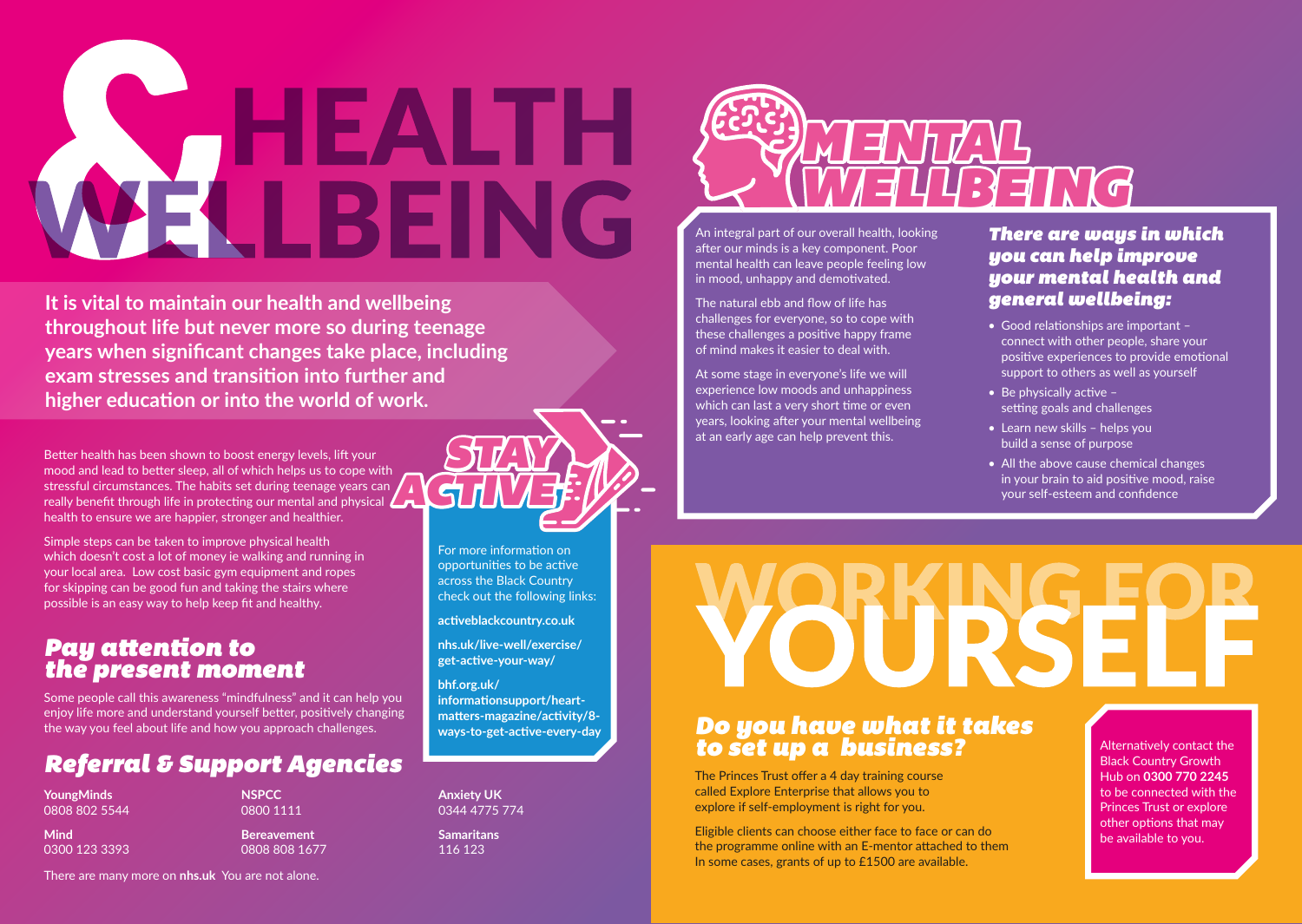# & HEALTH WELLBEING

**It is vital to maintain our health and wellbeing throughout life but never more so during teenage years when significant changes take place, including exam stresses and transition into further and higher education or into the world of work.**

Better health has been shown to boost energy levels, lift your mood and lead to better sleep, all of which helps us to cope with stressful circumstances. The habits set during teenage years can really benefit through life in protecting our mental and physical health to ensure we are happier, stronger and healthier.

Simple steps can be taken to improve physical health which doesn't cost a lot of money ie walking and running in your local area. Low cost basic gym equipment and ropes for skipping can be good fun and taking the stairs where possible is an easy way to help keep fit and healthy.

## STAY ACTIVE

For more information on opportunities to be active across the Black Country check out the following links:

**activeblackcountry.co.uk**

**nhs.uk/live-well/exercise/get-active-your-way/**

**bhf.org.uk/informationsupport/heart-matters-magazine/activity/8-ways-to-get-active-every-day**

## Pay attention to the present moment

Some people call this awareness "mindfulness" and it can help you enjoy life more and understand yourself better, positively changing the way you feel about life and how you approach challenges.

## Referral & Support Agencies

**YoungMinds**
0808 802 5544

**Mind**
0300 123 3393

**NSPCC**
0800 1111

**Bereavement**
0808 808 1677

**Anxiety UK**
0344 4775 774

**Samaritans**
116 123

There are many more on **nhs.uk** You are not alone.

## MENTAL WELLBEING

An integral part of our overall health, looking after our minds is a key component. Poor mental health can leave people feeling low in mood, unhappy and demotivated.

The natural ebb and flow of life has challenges for everyone, so to cope with these challenges a positive happy frame of mind makes it easier to deal with.

At some stage in everyone's life we will experience low moods and unhappiness which can last a very short time or even years, looking after your mental wellbeing at an early age can help prevent this.

### There are ways in which you can help improve your mental health and general wellbeing:

- Good relationships are important – connect with other people, share your positive experiences to provide emotional support to others as well as yourself
- Be physically active – setting goals and challenges
- Learn new skills – helps you build a sense of purpose
- All the above cause chemical changes in your brain to aid positive mood, raise your self-esteem and confidence

## WORKING FOR YOURSELF

### Do you have what it takes to set up a business?

The Princes Trust offer a 4 day training course called Explore Enterprise that allows you to explore if self-employment is right for you.

Eligible clients can choose either face to face or can do the programme online with an E-mentor attached to them In some cases, grants of up to £1500 are available.

Alternatively contact the Black Country Growth Hub on **0300 770 2245** to be connected with the Princes Trust or explore other options that may be available to you.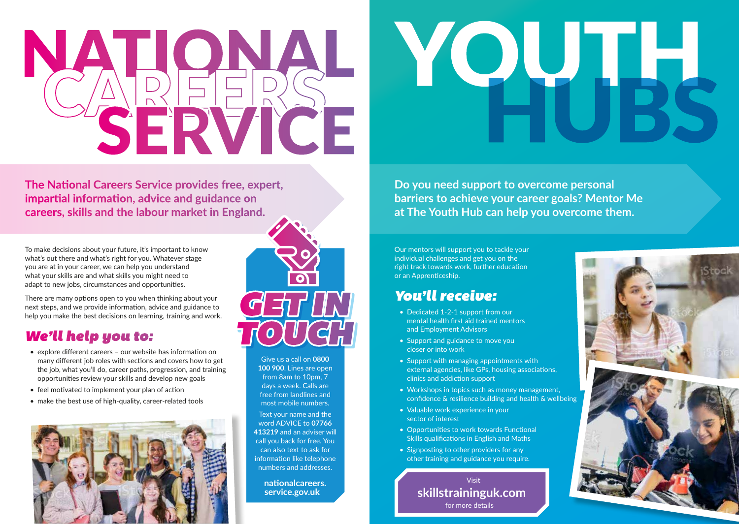# NATIONAL CAREERS SERVICE

**The National Careers Service provides free, expert, impartial information, advice and guidance on careers, skills and the labour market in England.**

To make decisions about your future, it's important to know what's out there and what's right for you. Whatever stage you are at in your career, we can help you understand what your skills are and what skills you might need to adapt to new jobs, circumstances and opportunities.

There are many options open to you when thinking about your next steps, and we provide information, advice and guidance to help you make the best decisions on learning, training and work.

## *We'll help you to:*

- explore different careers – our website has information on many different job roles with sections and covers how to get the job, what you'll do, career paths, progression, and training opportunities review your skills and develop new goals
- feel motivated to implement your plan of action
- make the best use of high-quality, career-related tools

## GET IN TOUCH

Give us a call on **0800 100 900**. Lines are open from 8am to 10pm, 7 days a week. Calls are free from landlines and most mobile numbers.

Text your name and the word ADVICE to **07766 413219** and an adviser will call you back for free. You can also text to ask for information like telephone numbers and addresses.

**nationalcareers.service.gov.uk**

# YOUTH HUBS

**Do you need support to overcome personal barriers to achieve your career goals? Mentor Me at The Youth Hub can help you overcome them.**

Our mentors will support you to tackle your individual challenges and get you on the right track towards work, further education or an Apprenticeship.

## *You'll receive:*

- Dedicated 1-2-1 support from our mental health first aid trained mentors and Employment Advisors
- Support and guidance to move you closer or into work
- Support with managing appointments with external agencies, like GPs, housing associations, clinics and addiction support
- Workshops in topics such as money management, confidence & resilience building and health & wellbeing
- Valuable work experience in your sector of interest
- Opportunities to work towards Functional Skills qualifications in English and Maths
- Signposting to other providers for any other training and guidance you require.

Visit
**skillstraininguk.com**
for more details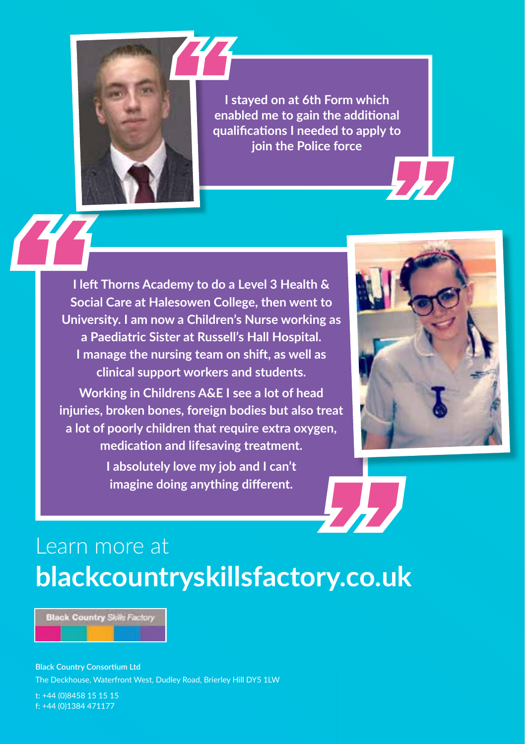> I stayed on at 6th Form which enabled me to gain the additional qualifications I needed to apply to join the Police force

> I left Thorns Academy to do a Level 3 Health & Social Care at Halesowen College, then went to University. I am now a Children's Nurse working as a Paediatric Sister at Russell's Hall Hospital. I manage the nursing team on shift, as well as clinical support workers and students.
>
> Working in Childrens A&E I see a lot of head injuries, broken bones, foreign bodies but also treat a lot of poorly children that require extra oxygen, medication and lifesaving treatment.
>
> I absolutely love my job and I can't imagine doing anything different.

Learn more at

# blackcountryskillsfactory.co.uk

Black Country Skills Factory

**Black Country Consortium Ltd**
The Deckhouse, Waterfront West, Dudley Road, Brierley Hill DY5 1LW

t: +44 (0)8458 15 15 15
f: +44 (0)1384 471177